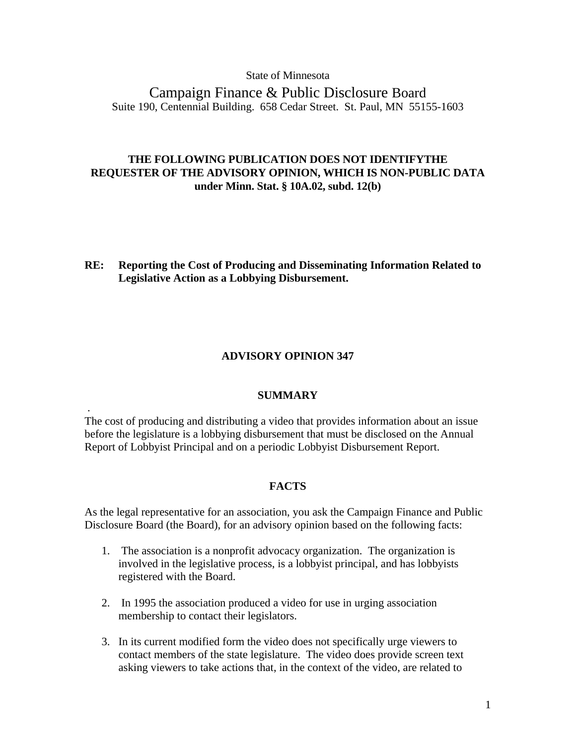State of Minnesota

Campaign Finance & Public Disclosure Board

Suite 190, Centennial Building. 658 Cedar Street. St. Paul, MN 55155-1603

**THE FOLLOWING PUBLICATION DOES NOT IDENTIFYTHE REQUESTER OF THE ADVISORY OPINION, WHICH IS NON-PUBLIC DATA under Minn. Stat. § 10A.02, subd. 12(b)**

**RE: Reporting the Cost of Producing and Disseminating Information Related to Legislative Action as a Lobbying Disbursement.**

## ADVISORY OPINION 347

### SUMMARY

.

The cost of producing and distributing a video that provides information about an issue before the legislature is a lobbying disbursement that must be disclosed on the Annual Report of Lobbyist Principal and on a periodic Lobbyist Disbursement Report.

### FACTS

As the legal representative for an association, you ask the Campaign Finance and Public Disclosure Board (the Board), for an advisory opinion based on the following facts:

1. The association is a nonprofit advocacy organization. The organization is involved in the legislative process, is a lobbyist principal, and has lobbyists registered with the Board.
2. In 1995 the association produced a video for use in urging association membership to contact their legislators.
3. In its current modified form the video does not specifically urge viewers to contact members of the state legislature. The video does provide screen text asking viewers to take actions that, in the context of the video, are related to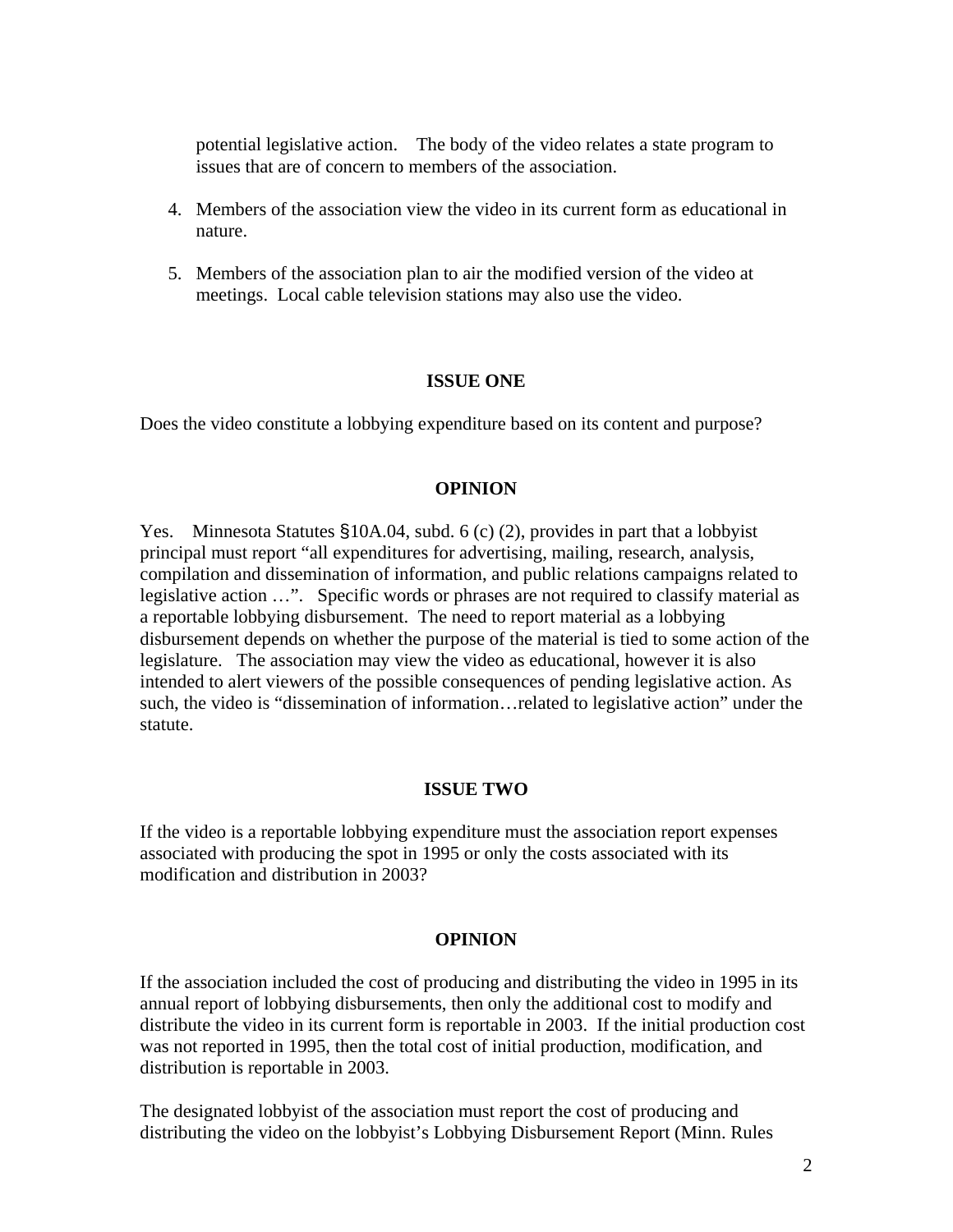potential legislative action. The body of the video relates a state program to issues that are of concern to members of the association.

4. Members of the association view the video in its current form as educational in nature.

5. Members of the association plan to air the modified version of the video at meetings. Local cable television stations may also use the video.

**ISSUE ONE**

Does the video constitute a lobbying expenditure based on its content and purpose?

**OPINION**

Yes. Minnesota Statutes §10A.04, subd. 6 (c) (2), provides in part that a lobbyist principal must report "all expenditures for advertising, mailing, research, analysis, compilation and dissemination of information, and public relations campaigns related to legislative action …". Specific words or phrases are not required to classify material as a reportable lobbying disbursement. The need to report material as a lobbying disbursement depends on whether the purpose of the material is tied to some action of the legislature. The association may view the video as educational, however it is also intended to alert viewers of the possible consequences of pending legislative action. As such, the video is "dissemination of information…related to legislative action" under the statute.

**ISSUE TWO**

If the video is a reportable lobbying expenditure must the association report expenses associated with producing the spot in 1995 or only the costs associated with its modification and distribution in 2003?

**OPINION**

If the association included the cost of producing and distributing the video in 1995 in its annual report of lobbying disbursements, then only the additional cost to modify and distribute the video in its current form is reportable in 2003. If the initial production cost was not reported in 1995, then the total cost of initial production, modification, and distribution is reportable in 2003.

The designated lobbyist of the association must report the cost of producing and distributing the video on the lobbyist's Lobbying Disbursement Report (Minn. Rules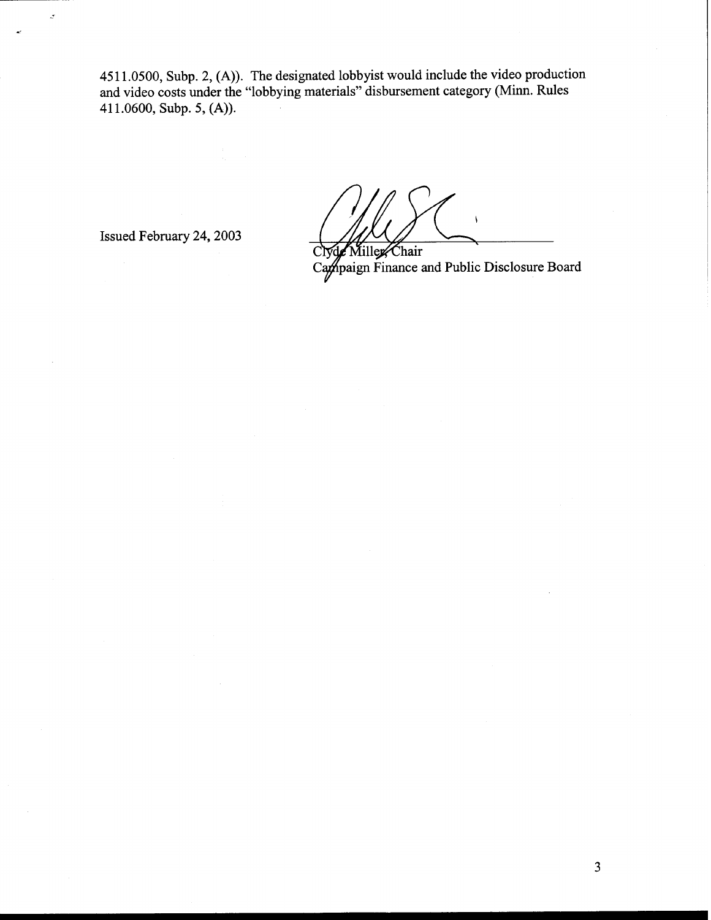4511.0500, Subp. 2, (A)). The designated lobbyist would include the video production and video costs under the "lobbying materials" disbursement category (Minn. Rules 411.0600, Subp. 5, (A)).

Issued February 24, 2003

Clyde Miller, Chair  
Campaign Finance and Public Disclosure Board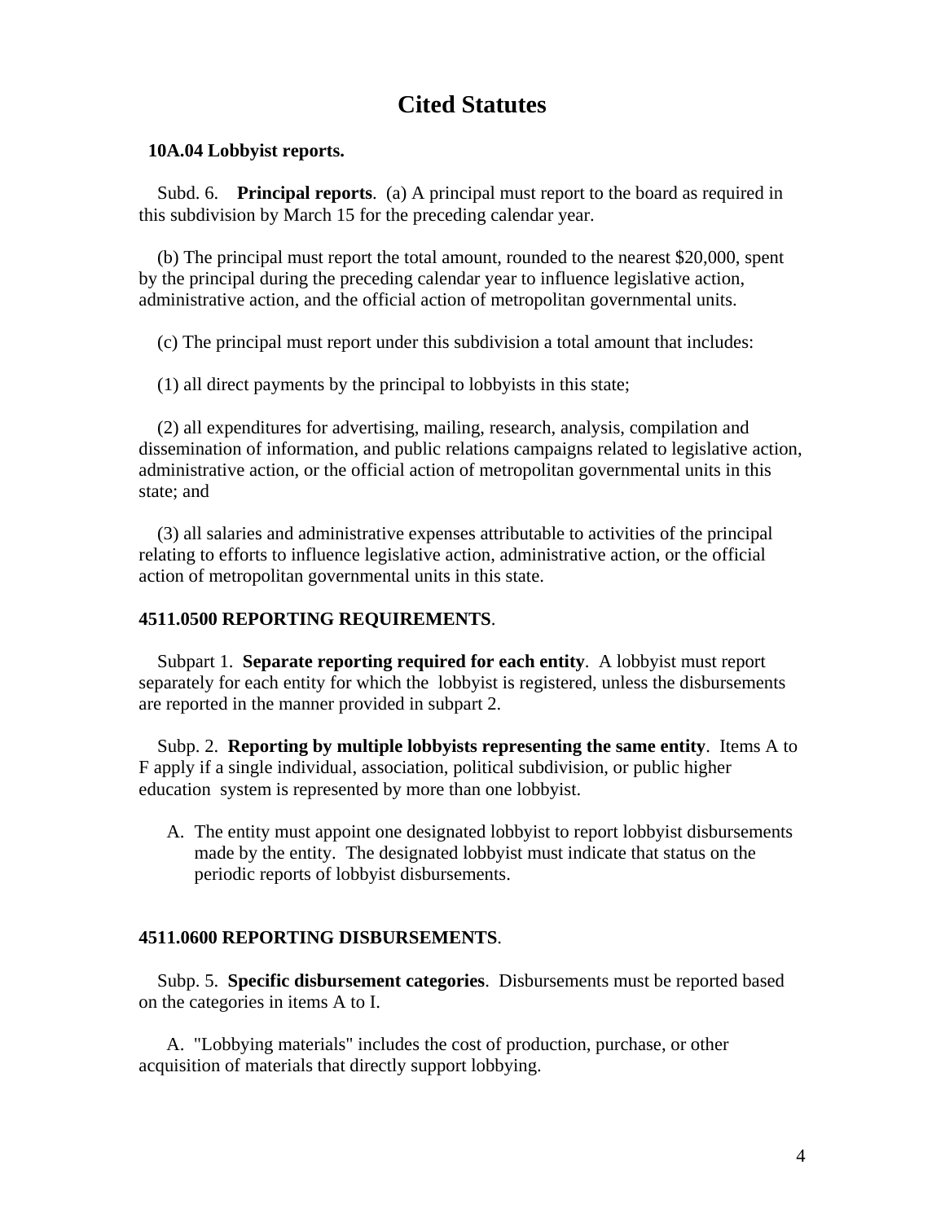# Cited Statutes

**10A.04 Lobbyist reports.**

Subd. 6. **Principal reports**. (a) A principal must report to the board as required in this subdivision by March 15 for the preceding calendar year.

(b) The principal must report the total amount, rounded to the nearest $20,000, spent by the principal during the preceding calendar year to influence legislative action, administrative action, and the official action of metropolitan governmental units.

(c) The principal must report under this subdivision a total amount that includes:

(1) all direct payments by the principal to lobbyists in this state;

(2) all expenditures for advertising, mailing, research, analysis, compilation and dissemination of information, and public relations campaigns related to legislative action, administrative action, or the official action of metropolitan governmental units in this state; and

(3) all salaries and administrative expenses attributable to activities of the principal relating to efforts to influence legislative action, administrative action, or the official action of metropolitan governmental units in this state.

**4511.0500 REPORTING REQUIREMENTS**.

Subpart 1. **Separate reporting required for each entity**. A lobbyist must report separately for each entity for which the lobbyist is registered, unless the disbursements are reported in the manner provided in subpart 2.

Subp. 2. **Reporting by multiple lobbyists representing the same entity**. Items A to F apply if a single individual, association, political subdivision, or public higher education system is represented by more than one lobbyist.

A. The entity must appoint one designated lobbyist to report lobbyist disbursements made by the entity. The designated lobbyist must indicate that status on the periodic reports of lobbyist disbursements.

**4511.0600 REPORTING DISBURSEMENTS**.

Subp. 5. **Specific disbursement categories**. Disbursements must be reported based on the categories in items A to I.

A. "Lobbying materials" includes the cost of production, purchase, or other acquisition of materials that directly support lobbying.